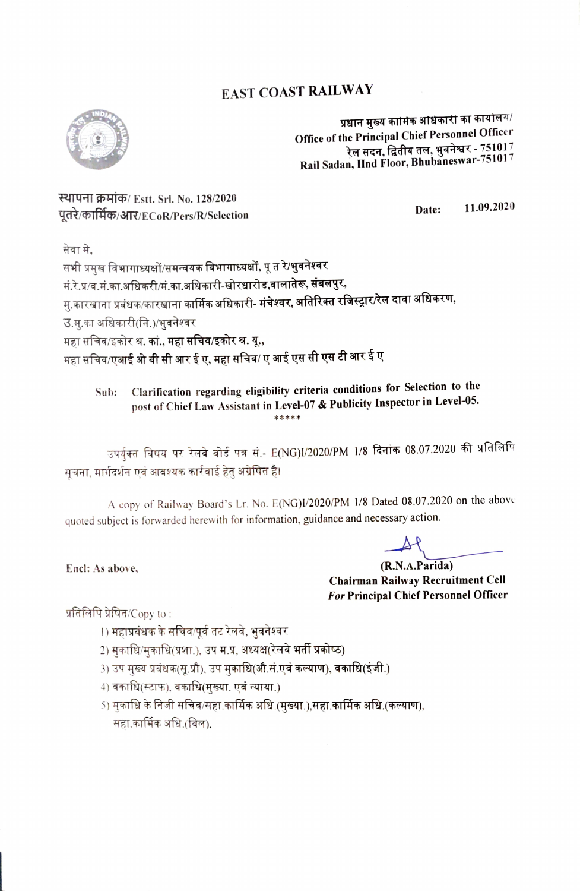# EAST COAST RAILWAY

प्रधान मुख्य कार्मिक अधिकारी का कार्यालय/
Office of the Principal Chief Personnel Officer
रेल सदन, द्वितीय तल, भुवनेश्वर - 751017
Rail Sadan, IInd Floor, Bhubaneswar-751017

स्थापना क्रमांक/ Estt. Srl. No. 128/2020
पूतरे/कार्मिक/आर/ECoR/Pers/R/Selection

Date: 11.09.2020

सेवा मे,
सभी प्रमुख विभागाध्यक्षों/समन्वयक विभागाध्यक्षों, पू त रे/भुवनेश्वर
मं.रे.प्र/व.मं.का.अधिकरी/मं.का.अधिकारी-खोरधारोड,वालातेरू, संबलपुर,
मु.कारखाना प्रबंधक/कारखाना कार्मिक अधिकारी- मंचेश्वर, अतिरिक्त रजिस्ट्रार/रेल दावा अधिकरण,
उ.मु.का अधिकारी(नि.)/भुवनेश्वर
महा सचिव/इकोर श्र. कां., महा सचिव/इकोर श्र. यू.,
महा सचिव/एआई ओ बी सी आर ई ए, महा सचिव/ ए आई एस सी एस टी आर ई ए

Sub: **Clarification regarding eligibility criteria conditions for Selection to the post of Chief Law Assistant in Level-07 & Publicity Inspector in Level-05.**

\*\*\*\*\*

उपर्युक्त विषय पर रेलवे बोर्ड पत्र सं.- E(NG)I/2020/PM 1/8 दिनांक 08.07.2020 की प्रतिलिपि सूचना, मार्गदर्शन एवं आवश्यक कार्रवाई हेतु अग्रेषित है।

A copy of Railway Board's Lr. No. E(NG)I/2020/PM 1/8 Dated 08.07.2020 on the above quoted subject is forwarded herewith for information, guidance and necessary action.

Encl: As above,

**(R.N.A.Parida)**
**Chairman Railway Recruitment Cell**
***For* Principal Chief Personnel Officer**

प्रतिलिपि प्रेषित/Copy to :

1) महाप्रबंधक के सचिव/पूर्व तट रेलवे, भुवनेश्वर
2) मुकाधि/मुकाधि(प्रशा.), उप म.प्र. अध्यक्ष(रेलवे भर्ती प्रकोष्ठ)
3) उप मुख्य प्रबंधक(सू.प्रौ), उप मुकाधि(औ.सं.एवं कल्याण), वकाधि(इंजी.)
4) वकाधि(स्टाफ), वकाधि(मुख्या. एवं न्याया.)
5) मुकाधि के निजी सचिव/सहा.कार्मिक अधि.(मुख्या.),सहा.कार्मिक अधि.(कल्याण), सहा.कार्मिक अधि.(बिल),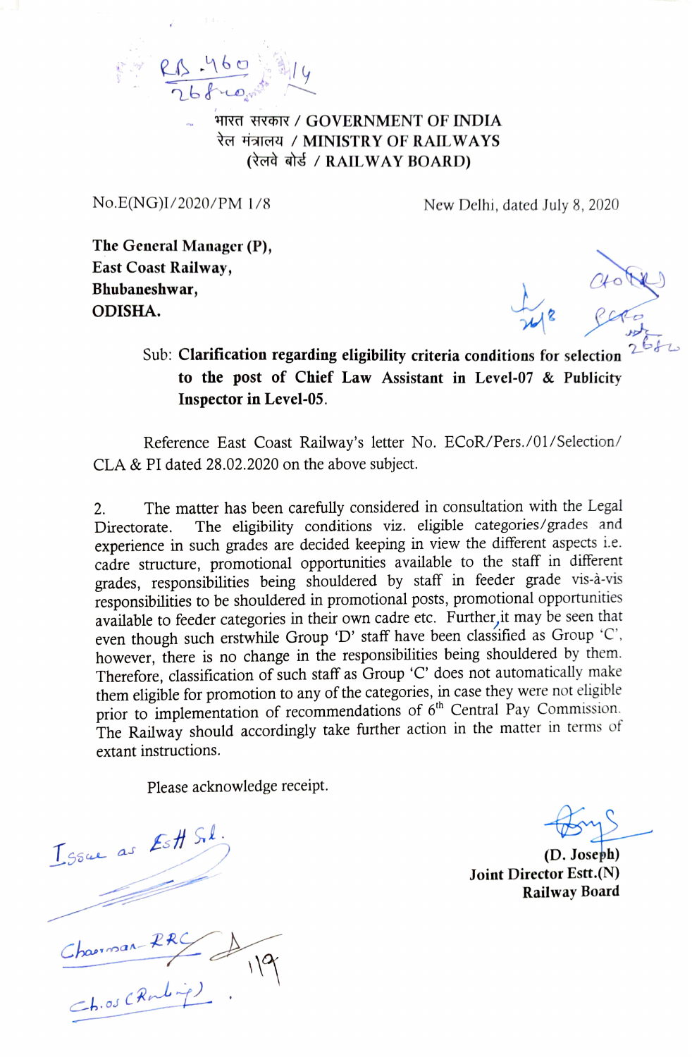भारत सरकार / GOVERNMENT OF INDIA
रेल मंत्रालय / MINISTRY OF RAILWAYS
(रेलवे बोर्ड / RAILWAY BOARD)

No.E(NG)I/2020/PM 1/8 New Delhi, dated July 8, 2020

**The General Manager (P),**
**East Coast Railway,**
**Bhubaneshwar,**
**ODISHA.**

Sub: **Clarification regarding eligibility criteria conditions for selection to the post of Chief Law Assistant in Level-07 & Publicity Inspector in Level-05.**

Reference East Coast Railway's letter No. ECoR/Pers./01/Selection/CLA & PI dated 28.02.2020 on the above subject.

2. The matter has been carefully considered in consultation with the Legal Directorate. The eligibility conditions viz. eligible categories/grades and experience in such grades are decided keeping in view the different aspects i.e. cadre structure, promotional opportunities available to the staff in different grades, responsibilities being shouldered by staff in feeder grade vis-à-vis responsibilities to be shouldered in promotional posts, promotional opportunities available to feeder categories in their own cadre etc. Further, it may be seen that even though such erstwhile Group 'D' staff have been classified as Group 'C', however, there is no change in the responsibilities being shouldered by them. Therefore, classification of such staff as Group 'C' does not automatically make them eligible for promotion to any of the categories, in case they were not eligible prior to implementation of recommendations of 6th Central Pay Commission. The Railway should accordingly take further action in the matter in terms of extant instructions.

Please acknowledge receipt.

**(D. Joseph)**
**Joint Director Estt.(N)**
**Railway Board**